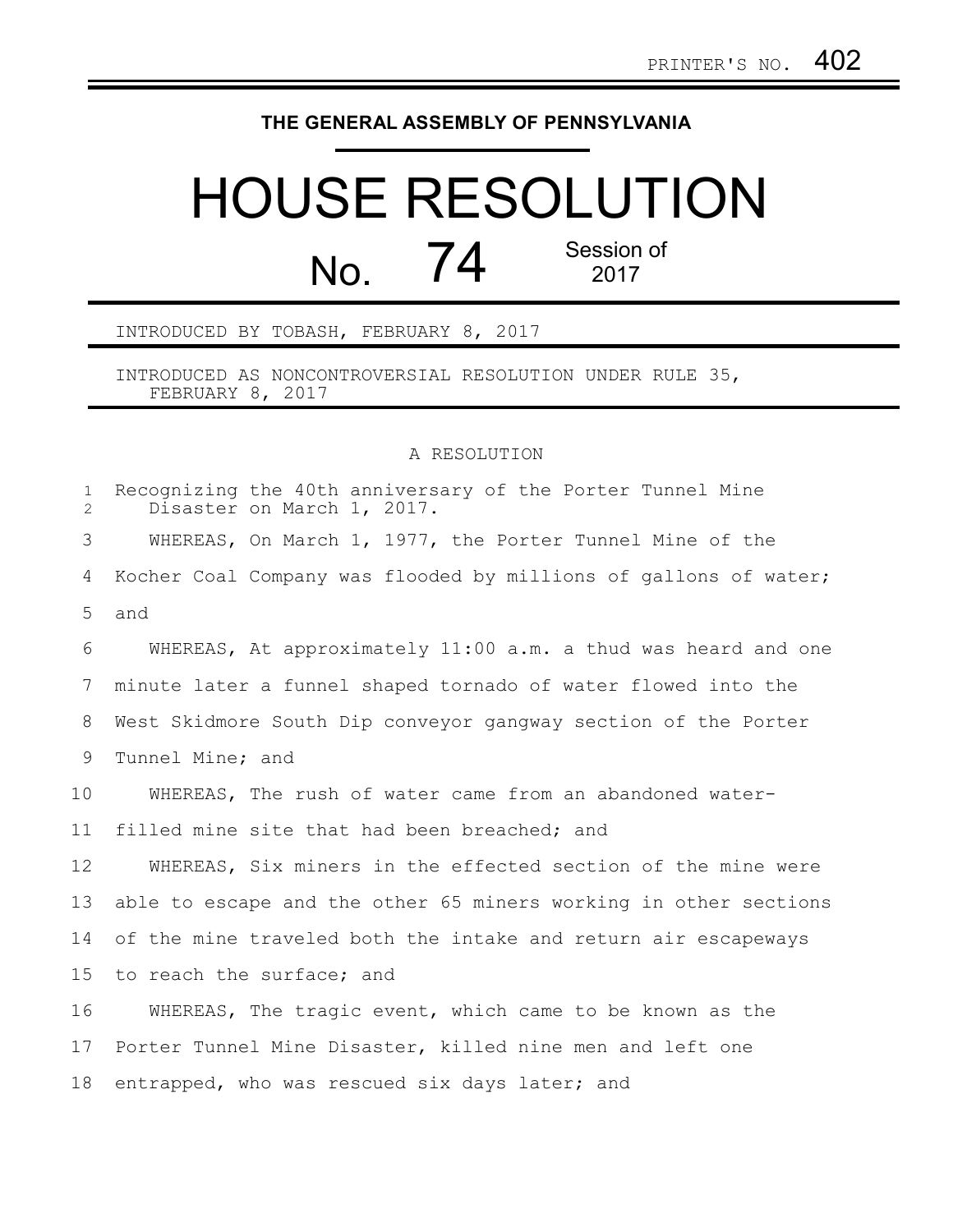PRINTER'S NO. 402

# THE GENERAL ASSEMBLY OF PENNSYLVANIA

# HOUSE RESOLUTION

## No. 74 Session of 2017

INTRODUCED BY TOBASH, FEBRUARY 8, 2017

INTRODUCED AS NONCONTROVERSIAL RESOLUTION UNDER RULE 35, FEBRUARY 8, 2017

A RESOLUTION

Recognizing the 40th anniversary of the Porter Tunnel Mine Disaster on March 1, 2017.

WHEREAS, On March 1, 1977, the Porter Tunnel Mine of the Kocher Coal Company was flooded by millions of gallons of water; and

WHEREAS, At approximately 11:00 a.m. a thud was heard and one minute later a funnel shaped tornado of water flowed into the West Skidmore South Dip conveyor gangway section of the Porter Tunnel Mine; and

WHEREAS, The rush of water came from an abandoned water-filled mine site that had been breached; and

WHEREAS, Six miners in the effected section of the mine were able to escape and the other 65 miners working in other sections of the mine traveled both the intake and return air escapeways to reach the surface; and

WHEREAS, The tragic event, which came to be known as the Porter Tunnel Mine Disaster, killed nine men and left one entrapped, who was rescued six days later; and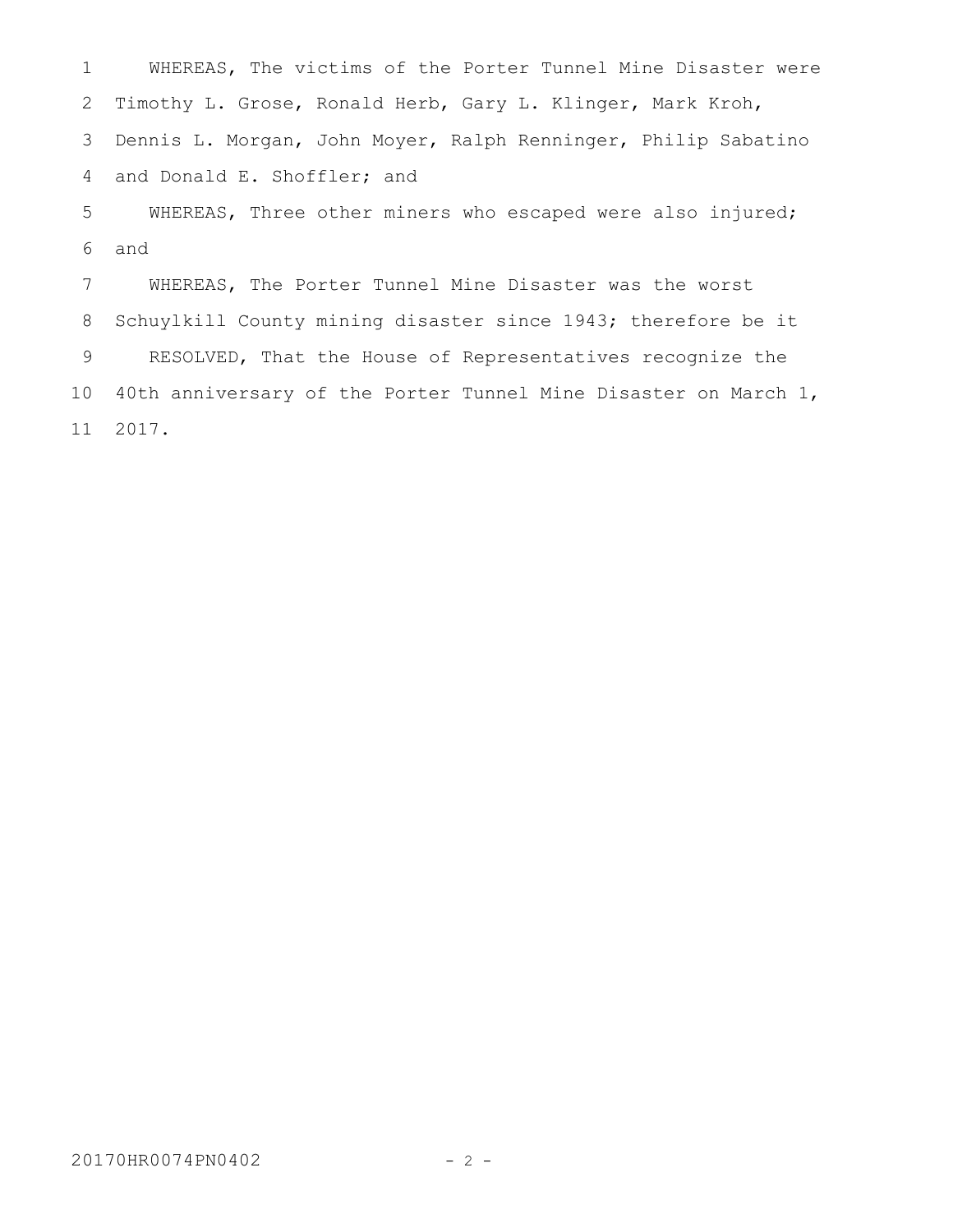WHEREAS, The victims of the Porter Tunnel Mine Disaster were Timothy L. Grose, Ronald Herb, Gary L. Klinger, Mark Kroh, Dennis L. Morgan, John Moyer, Ralph Renninger, Philip Sabatino and Donald E. Shoffler; and

WHEREAS, Three other miners who escaped were also injured; and

WHEREAS, The Porter Tunnel Mine Disaster was the worst Schuylkill County mining disaster since 1943; therefore be it

RESOLVED, That the House of Representatives recognize the 40th anniversary of the Porter Tunnel Mine Disaster on March 1, 2017.